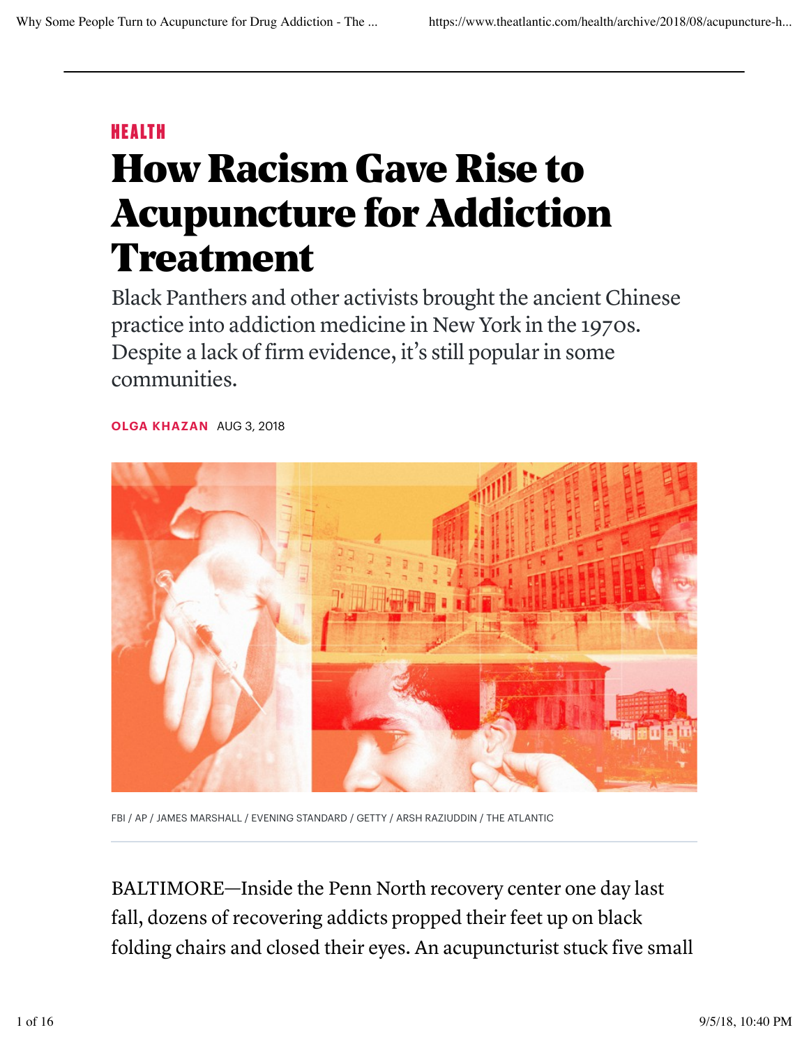HEALTH

# How Racism Gave Rise to Acupuncture for Addiction Treatment

Black Panthers and other activists brought the ancient Chinese practice into addiction medicine in New York in the 1970s. Despite a lack of firm evidence, it's still popular in some communities.

OLGA KHAZAN AUG 3, 2018

FBI / AP / JAMES MARSHALL / EVENING STANDARD / GETTY / ARSH RAZIUDDIN / THE ATLANTIC

BALTIMORE—Inside the Penn North recovery center one day last fall, dozens of recovering addicts propped their feet up on black folding chairs and closed their eyes. An acupuncturist stuck five small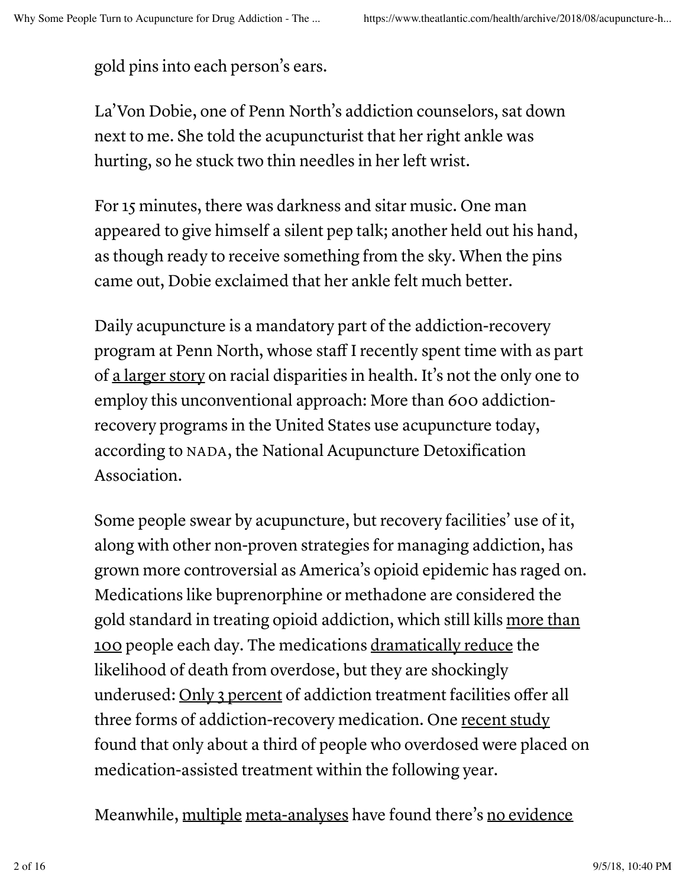gold pins into each person's ears.

La'Von Dobie, one of Penn North's addiction counselors, sat down next to me. She told the acupuncturist that her right ankle was hurting, so he stuck two thin needles in her left wrist.

For 15 minutes, there was darkness and sitar music. One man appeared to give himself a silent pep talk; another held out his hand, as though ready to receive something from the sky. When the pins came out, Dobie exclaimed that her ankle felt much better.

Daily acupuncture is a mandatory part of the addiction-recovery program at Penn North, whose staff I recently spent time with as part of a larger story on racial disparities in health. It's not the only one to employ this unconventional approach: More than 600 addiction-recovery programs in the United States use acupuncture today, according to NADA, the National Acupuncture Detoxification Association.

Some people swear by acupuncture, but recovery facilities' use of it, along with other non-proven strategies for managing addiction, has grown more controversial as America's opioid epidemic has raged on. Medications like buprenorphine or methadone are considered the gold standard in treating opioid addiction, which still kills more than 100 people each day. The medications dramatically reduce the likelihood of death from overdose, but they are shockingly underused: Only 3 percent of addiction treatment facilities offer all three forms of addiction-recovery medication. One recent study found that only about a third of people who overdosed were placed on medication-assisted treatment within the following year.

Meanwhile, multiple meta-analyses have found there's no evidence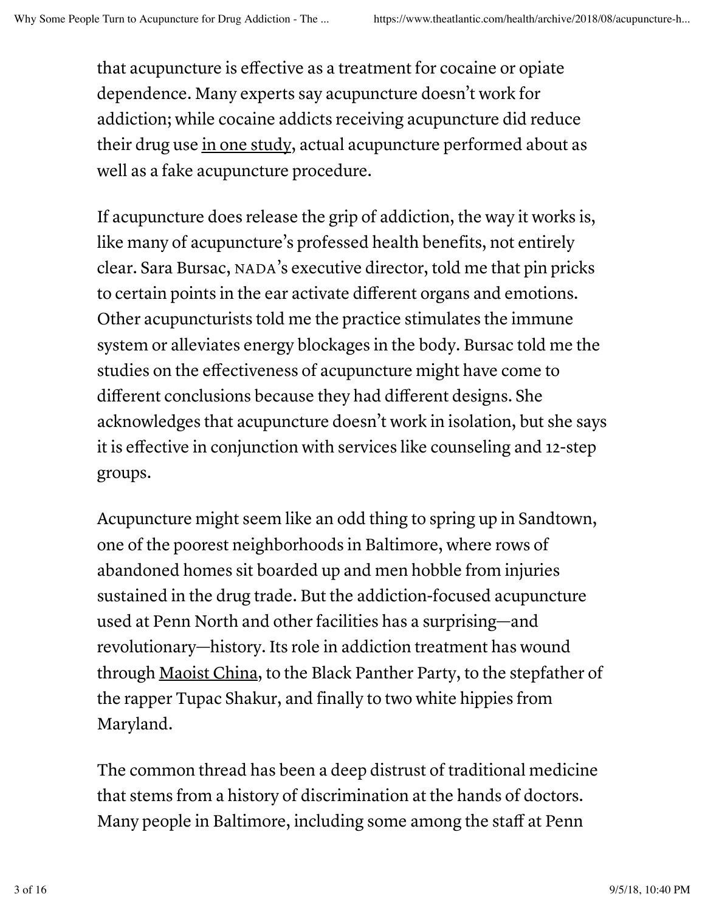that acupuncture is effective as a treatment for cocaine or opiate dependence. Many experts say acupuncture doesn't work for addiction; while cocaine addicts receiving acupuncture did reduce their drug use in one study, actual acupuncture performed about as well as a fake acupuncture procedure.

If acupuncture does release the grip of addiction, the way it works is, like many of acupuncture's professed health benefits, not entirely clear. Sara Bursac, NADA's executive director, told me that pin pricks to certain points in the ear activate different organs and emotions. Other acupuncturists told me the practice stimulates the immune system or alleviates energy blockages in the body. Bursac told me the studies on the effectiveness of acupuncture might have come to different conclusions because they had different designs. She acknowledges that acupuncture doesn't work in isolation, but she says it is effective in conjunction with services like counseling and 12-step groups.

Acupuncture might seem like an odd thing to spring up in Sandtown, one of the poorest neighborhoods in Baltimore, where rows of abandoned homes sit boarded up and men hobble from injuries sustained in the drug trade. But the addiction-focused acupuncture used at Penn North and other facilities has a surprising—and revolutionary—history. Its role in addiction treatment has wound through Maoist China, to the Black Panther Party, to the stepfather of the rapper Tupac Shakur, and finally to two white hippies from Maryland.

The common thread has been a deep distrust of traditional medicine that stems from a history of discrimination at the hands of doctors. Many people in Baltimore, including some among the staff at Penn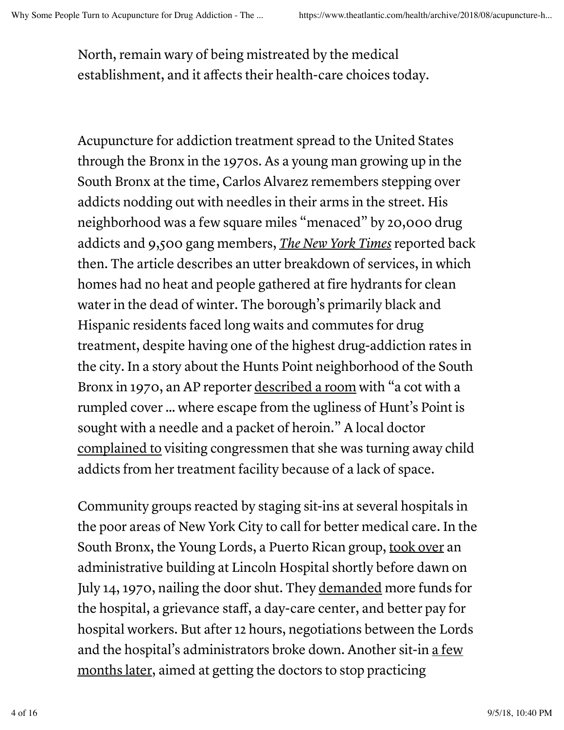North, remain wary of being mistreated by the medical establishment, and it affects their health-care choices today.

Acupuncture for addiction treatment spread to the United States through the Bronx in the 1970s. As a young man growing up in the South Bronx at the time, Carlos Alvarez remembers stepping over addicts nodding out with needles in their arms in the street. His neighborhood was a few square miles "menaced" by 20,000 drug addicts and 9,500 gang members, *The New York Times* reported back then. The article describes an utter breakdown of services, in which homes had no heat and people gathered at fire hydrants for clean water in the dead of winter. The borough's primarily black and Hispanic residents faced long waits and commutes for drug treatment, despite having one of the highest drug-addiction rates in the city. In a story about the Hunts Point neighborhood of the South Bronx in 1970, an AP reporter described a room with "a cot with a rumpled cover ... where escape from the ugliness of Hunt's Point is sought with a needle and a packet of heroin." A local doctor complained to visiting congressmen that she was turning away child addicts from her treatment facility because of a lack of space.

Community groups reacted by staging sit-ins at several hospitals in the poor areas of New York City to call for better medical care. In the South Bronx, the Young Lords, a Puerto Rican group, took over an administrative building at Lincoln Hospital shortly before dawn on July 14, 1970, nailing the door shut. They demanded more funds for the hospital, a grievance staff, a day-care center, and better pay for hospital workers. But after 12 hours, negotiations between the Lords and the hospital's administrators broke down. Another sit-in a few months later, aimed at getting the doctors to stop practicing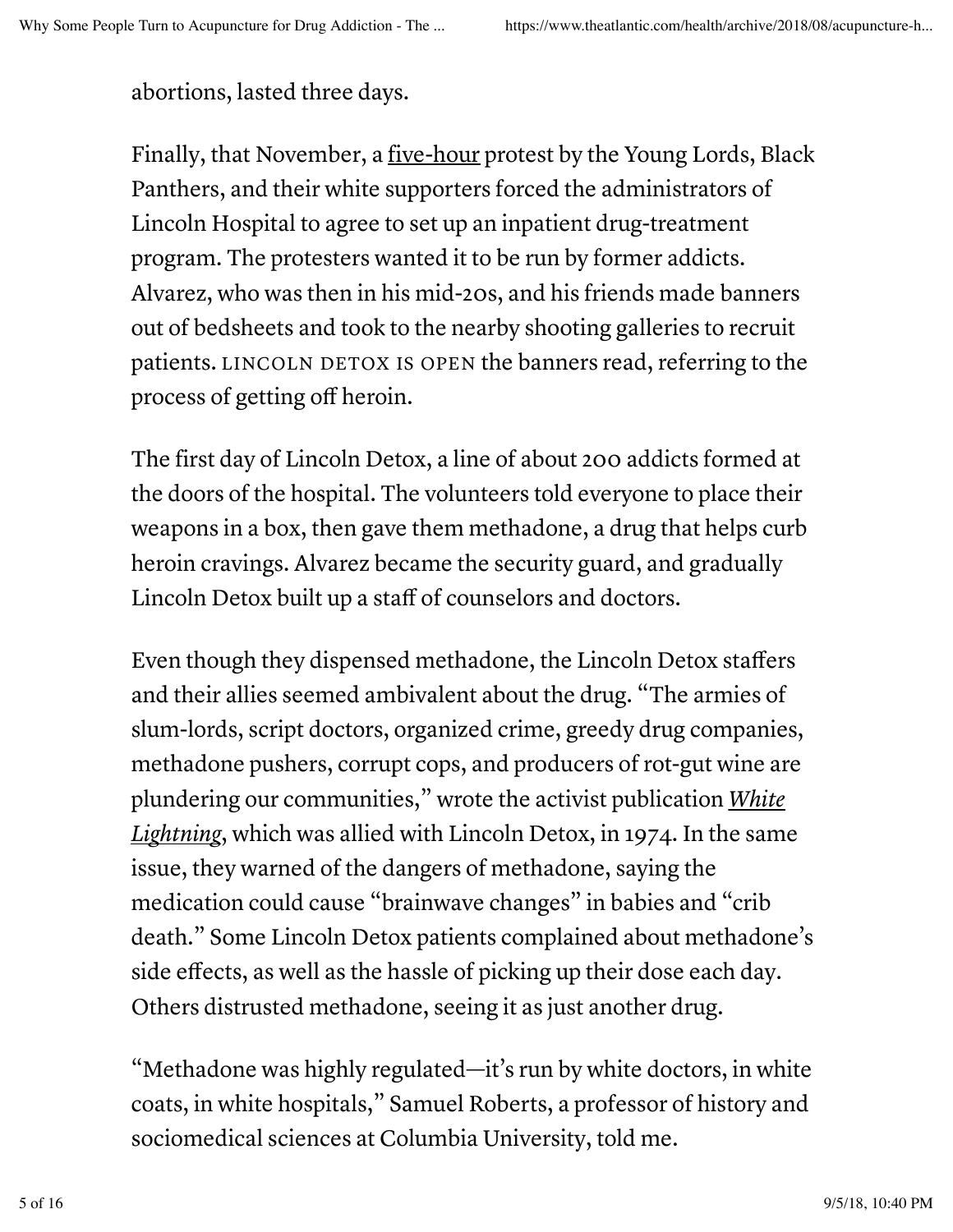abortions, lasted three days.

Finally, that November, a five-hour protest by the Young Lords, Black Panthers, and their white supporters forced the administrators of Lincoln Hospital to agree to set up an inpatient drug-treatment program. The protesters wanted it to be run by former addicts. Alvarez, who was then in his mid-20s, and his friends made banners out of bedsheets and took to the nearby shooting galleries to recruit patients. LINCOLN DETOX IS OPEN the banners read, referring to the process of getting off heroin.

The first day of Lincoln Detox, a line of about 200 addicts formed at the doors of the hospital. The volunteers told everyone to place their weapons in a box, then gave them methadone, a drug that helps curb heroin cravings. Alvarez became the security guard, and gradually Lincoln Detox built up a staff of counselors and doctors.

Even though they dispensed methadone, the Lincoln Detox staffers and their allies seemed ambivalent about the drug. "The armies of slum-lords, script doctors, organized crime, greedy drug companies, methadone pushers, corrupt cops, and producers of rot-gut wine are plundering our communities," wrote the activist publication *White Lightning*, which was allied with Lincoln Detox, in 1974. In the same issue, they warned of the dangers of methadone, saying the medication could cause "brainwave changes" in babies and "crib death." Some Lincoln Detox patients complained about methadone's side effects, as well as the hassle of picking up their dose each day. Others distrusted methadone, seeing it as just another drug.

"Methadone was highly regulated—it's run by white doctors, in white coats, in white hospitals," Samuel Roberts, a professor of history and sociomedical sciences at Columbia University, told me.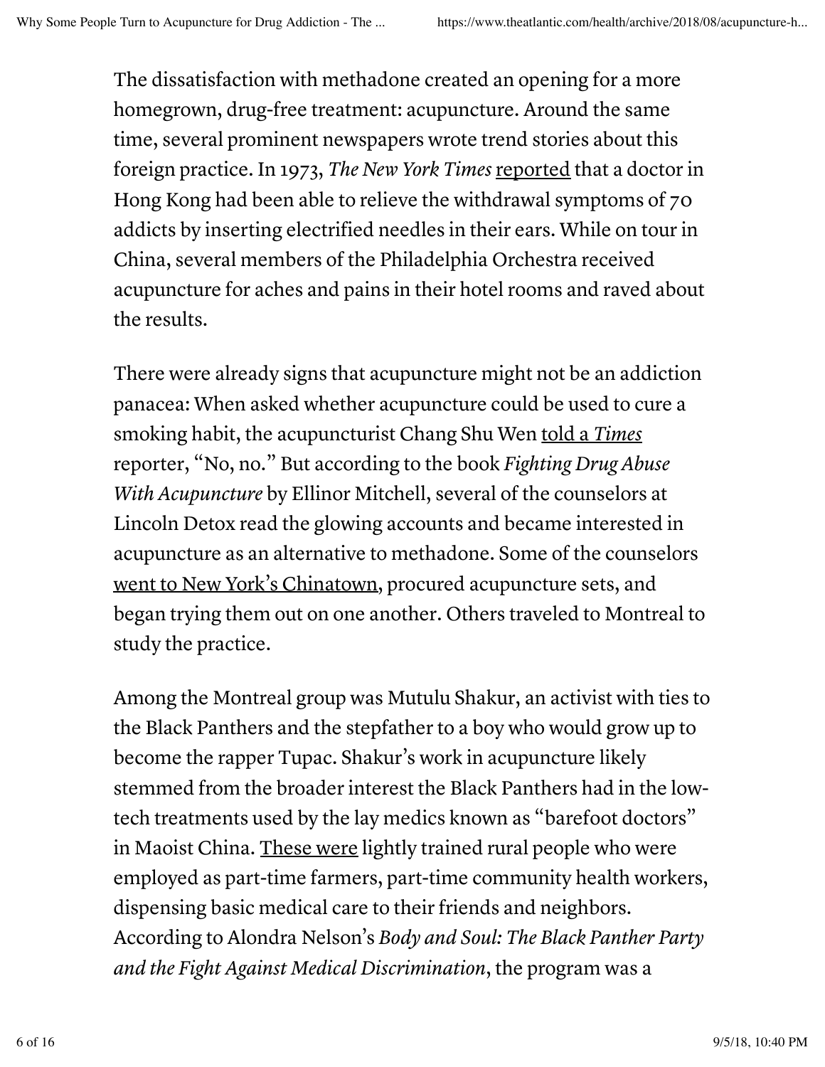The dissatisfaction with methadone created an opening for a more homegrown, drug-free treatment: acupuncture. Around the same time, several prominent newspapers wrote trend stories about this foreign practice. In 1973, *The New York Times* reported that a doctor in Hong Kong had been able to relieve the withdrawal symptoms of 70 addicts by inserting electrified needles in their ears. While on tour in China, several members of the Philadelphia Orchestra received acupuncture for aches and pains in their hotel rooms and raved about the results.

There were already signs that acupuncture might not be an addiction panacea: When asked whether acupuncture could be used to cure a smoking habit, the acupuncturist Chang Shu Wen told a *Times* reporter, "No, no." But according to the book *Fighting Drug Abuse With Acupuncture* by Ellinor Mitchell, several of the counselors at Lincoln Detox read the glowing accounts and became interested in acupuncture as an alternative to methadone. Some of the counselors went to New York's Chinatown, procured acupuncture sets, and began trying them out on one another. Others traveled to Montreal to study the practice.

Among the Montreal group was Mutulu Shakur, an activist with ties to the Black Panthers and the stepfather to a boy who would grow up to become the rapper Tupac. Shakur's work in acupuncture likely stemmed from the broader interest the Black Panthers had in the low-tech treatments used by the lay medics known as "barefoot doctors" in Maoist China. These were lightly trained rural people who were employed as part-time farmers, part-time community health workers, dispensing basic medical care to their friends and neighbors. According to Alondra Nelson's *Body and Soul: The Black Panther Party and the Fight Against Medical Discrimination*, the program was a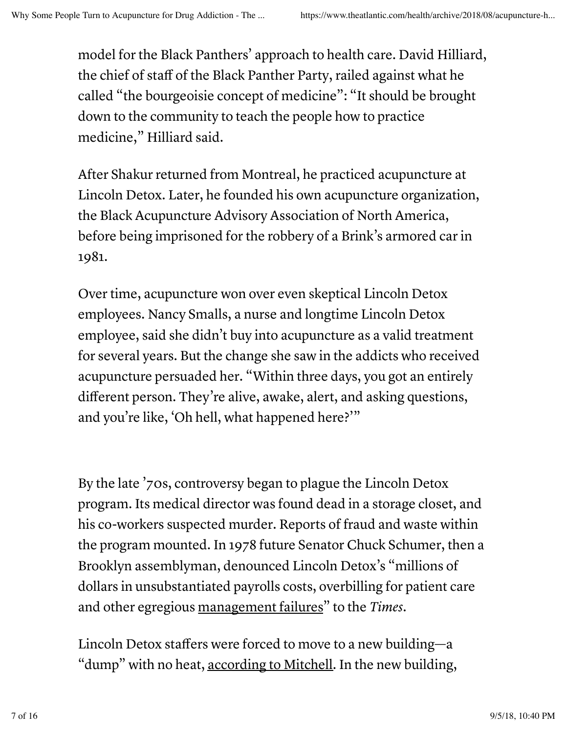model for the Black Panthers' approach to health care. David Hilliard, the chief of staff of the Black Panther Party, railed against what he called "the bourgeoisie concept of medicine": "It should be brought down to the community to teach the people how to practice medicine," Hilliard said.

After Shakur returned from Montreal, he practiced acupuncture at Lincoln Detox. Later, he founded his own acupuncture organization, the Black Acupuncture Advisory Association of North America, before being imprisoned for the robbery of a Brink's armored car in 1981.

Over time, acupuncture won over even skeptical Lincoln Detox employees. Nancy Smalls, a nurse and longtime Lincoln Detox employee, said she didn't buy into acupuncture as a valid treatment for several years. But the change she saw in the addicts who received acupuncture persuaded her. "Within three days, you got an entirely different person. They're alive, awake, alert, and asking questions, and you're like, 'Oh hell, what happened here?'"

By the late '70s, controversy began to plague the Lincoln Detox program. Its medical director was found dead in a storage closet, and his co-workers suspected murder. Reports of fraud and waste within the program mounted. In 1978 future Senator Chuck Schumer, then a Brooklyn assemblyman, denounced Lincoln Detox's "millions of dollars in unsubstantiated payrolls costs, overbilling for patient care and other egregious management failures" to the *Times*.

Lincoln Detox staffers were forced to move to a new building—a "dump" with no heat, according to Mitchell. In the new building,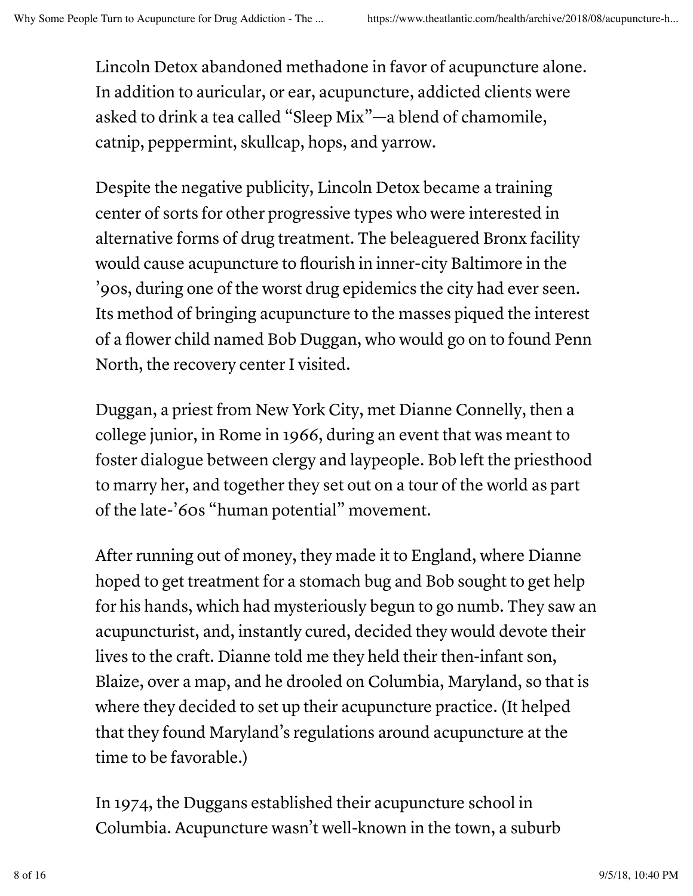Lincoln Detox abandoned methadone in favor of acupuncture alone. In addition to auricular, or ear, acupuncture, addicted clients were asked to drink a tea called "Sleep Mix"—a blend of chamomile, catnip, peppermint, skullcap, hops, and yarrow.

Despite the negative publicity, Lincoln Detox became a training center of sorts for other progressive types who were interested in alternative forms of drug treatment. The beleaguered Bronx facility would cause acupuncture to flourish in inner-city Baltimore in the '90s, during one of the worst drug epidemics the city had ever seen. Its method of bringing acupuncture to the masses piqued the interest of a flower child named Bob Duggan, who would go on to found Penn North, the recovery center I visited.

Duggan, a priest from New York City, met Dianne Connelly, then a college junior, in Rome in 1966, during an event that was meant to foster dialogue between clergy and laypeople. Bob left the priesthood to marry her, and together they set out on a tour of the world as part of the late-'60s "human potential" movement.

After running out of money, they made it to England, where Dianne hoped to get treatment for a stomach bug and Bob sought to get help for his hands, which had mysteriously begun to go numb. They saw an acupuncturist, and, instantly cured, decided they would devote their lives to the craft. Dianne told me they held their then-infant son, Blaize, over a map, and he drooled on Columbia, Maryland, so that is where they decided to set up their acupuncture practice. (It helped that they found Maryland's regulations around acupuncture at the time to be favorable.)

In 1974, the Duggans established their acupuncture school in Columbia. Acupuncture wasn't well-known in the town, a suburb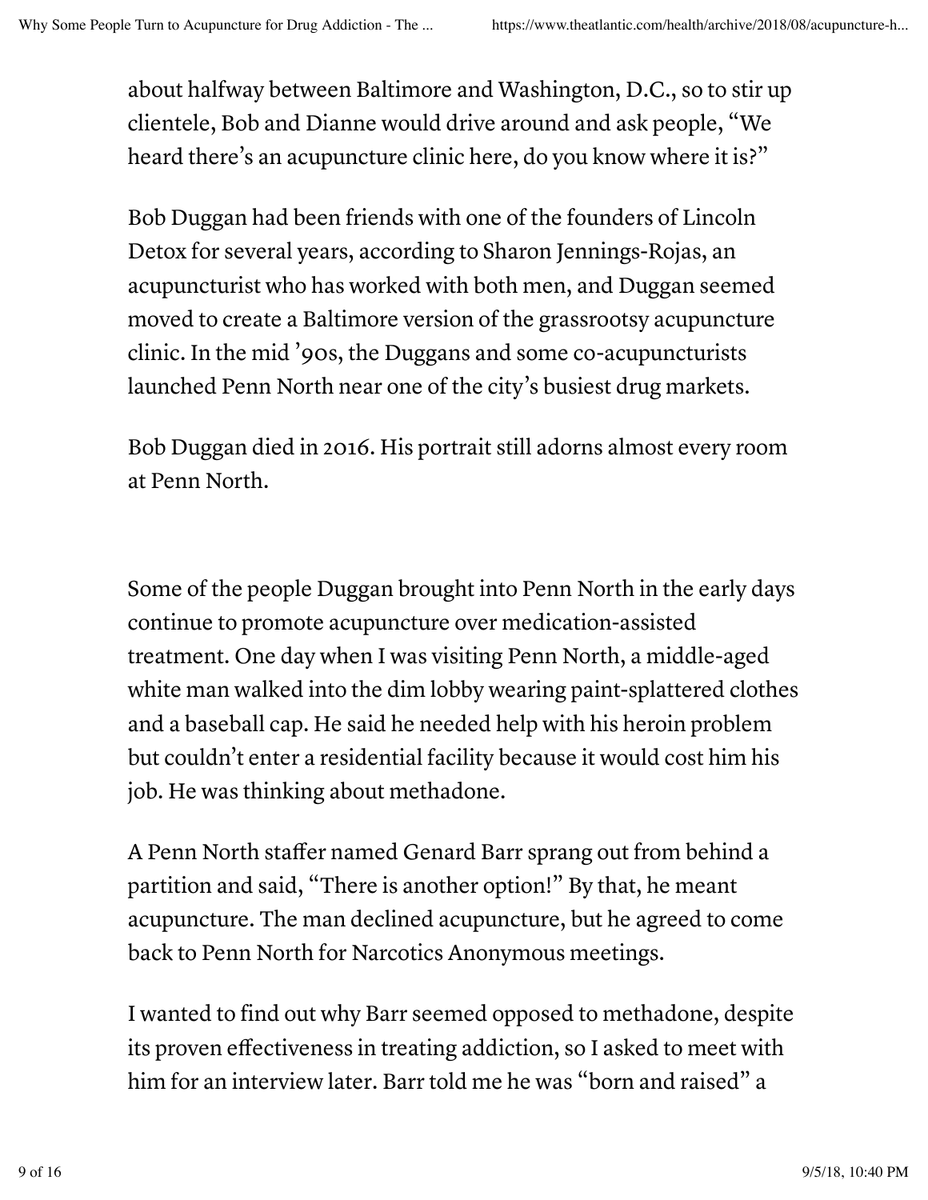about halfway between Baltimore and Washington, D.C., so to stir up clientele, Bob and Dianne would drive around and ask people, “We heard there’s an acupuncture clinic here, do you know where it is?”

Bob Duggan had been friends with one of the founders of Lincoln Detox for several years, according to Sharon Jennings-Rojas, an acupuncturist who has worked with both men, and Duggan seemed moved to create a Baltimore version of the grassrootsy acupuncture clinic. In the mid ’90s, the Duggans and some co-acupuncturists launched Penn North near one of the city’s busiest drug markets.

Bob Duggan died in 2016. His portrait still adorns almost every room at Penn North.

Some of the people Duggan brought into Penn North in the early days continue to promote acupuncture over medication-assisted treatment. One day when I was visiting Penn North, a middle-aged white man walked into the dim lobby wearing paint-splattered clothes and a baseball cap. He said he needed help with his heroin problem but couldn’t enter a residential facility because it would cost him his job. He was thinking about methadone.

A Penn North staffer named Genard Barr sprang out from behind a partition and said, “There is another option!” By that, he meant acupuncture. The man declined acupuncture, but he agreed to come back to Penn North for Narcotics Anonymous meetings.

I wanted to find out why Barr seemed opposed to methadone, despite its proven effectiveness in treating addiction, so I asked to meet with him for an interview later. Barr told me he was “born and raised” a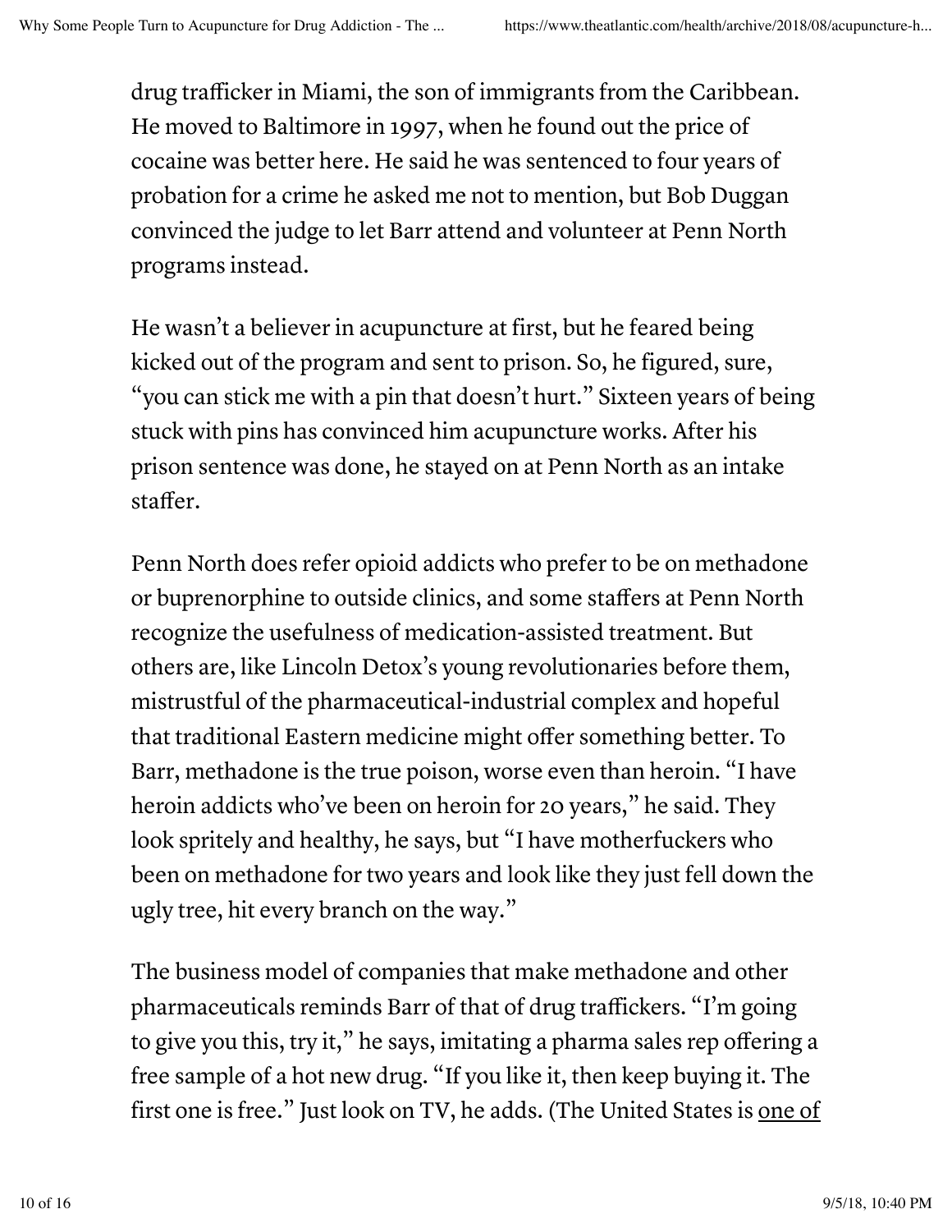drug trafficker in Miami, the son of immigrants from the Caribbean. He moved to Baltimore in 1997, when he found out the price of cocaine was better here. He said he was sentenced to four years of probation for a crime he asked me not to mention, but Bob Duggan convinced the judge to let Barr attend and volunteer at Penn North programs instead.

He wasn't a believer in acupuncture at first, but he feared being kicked out of the program and sent to prison. So, he figured, sure, "you can stick me with a pin that doesn't hurt." Sixteen years of being stuck with pins has convinced him acupuncture works. After his prison sentence was done, he stayed on at Penn North as an intake staffer.

Penn North does refer opioid addicts who prefer to be on methadone or buprenorphine to outside clinics, and some staffers at Penn North recognize the usefulness of medication-assisted treatment. But others are, like Lincoln Detox's young revolutionaries before them, mistrustful of the pharmaceutical-industrial complex and hopeful that traditional Eastern medicine might offer something better. To Barr, methadone is the true poison, worse even than heroin. "I have heroin addicts who've been on heroin for 20 years," he said. They look spritely and healthy, he says, but "I have motherfuckers who been on methadone for two years and look like they just fell down the ugly tree, hit every branch on the way."

The business model of companies that make methadone and other pharmaceuticals reminds Barr of that of drug traffickers. "I'm going to give you this, try it," he says, imitating a pharma sales rep offering a free sample of a hot new drug. "If you like it, then keep buying it. The first one is free." Just look on TV, he adds. (The United States is one of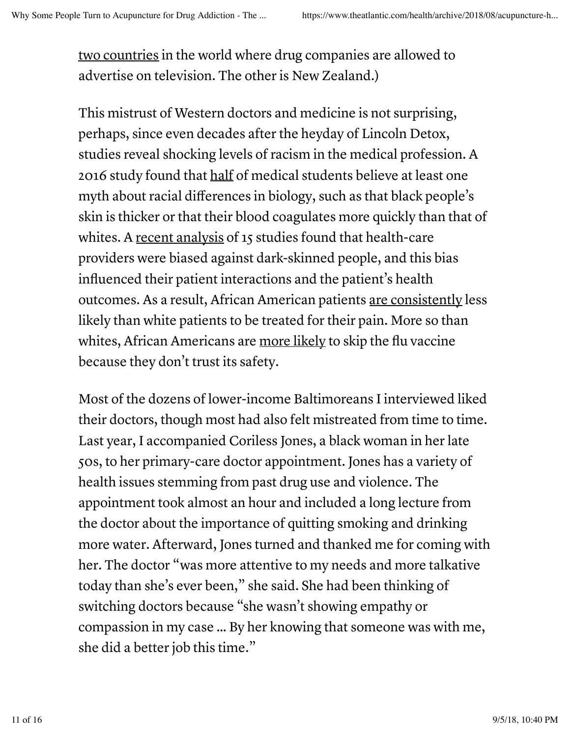two countries in the world where drug companies are allowed to advertise on television. The other is New Zealand.)

This mistrust of Western doctors and medicine is not surprising, perhaps, since even decades after the heyday of Lincoln Detox, studies reveal shocking levels of racism in the medical profession. A 2016 study found that half of medical students believe at least one myth about racial differences in biology, such as that black people's skin is thicker or that their blood coagulates more quickly than that of whites. A recent analysis of 15 studies found that health-care providers were biased against dark-skinned people, and this bias influenced their patient interactions and the patient's health outcomes. As a result, African American patients are consistently less likely than white patients to be treated for their pain. More so than whites, African Americans are more likely to skip the flu vaccine because they don't trust its safety.

Most of the dozens of lower-income Baltimoreans I interviewed liked their doctors, though most had also felt mistreated from time to time. Last year, I accompanied Coriless Jones, a black woman in her late 50s, to her primary-care doctor appointment. Jones has a variety of health issues stemming from past drug use and violence. The appointment took almost an hour and included a long lecture from the doctor about the importance of quitting smoking and drinking more water. Afterward, Jones turned and thanked me for coming with her. The doctor "was more attentive to my needs and more talkative today than she's ever been," she said. She had been thinking of switching doctors because "she wasn't showing empathy or compassion in my case … By her knowing that someone was with me, she did a better job this time."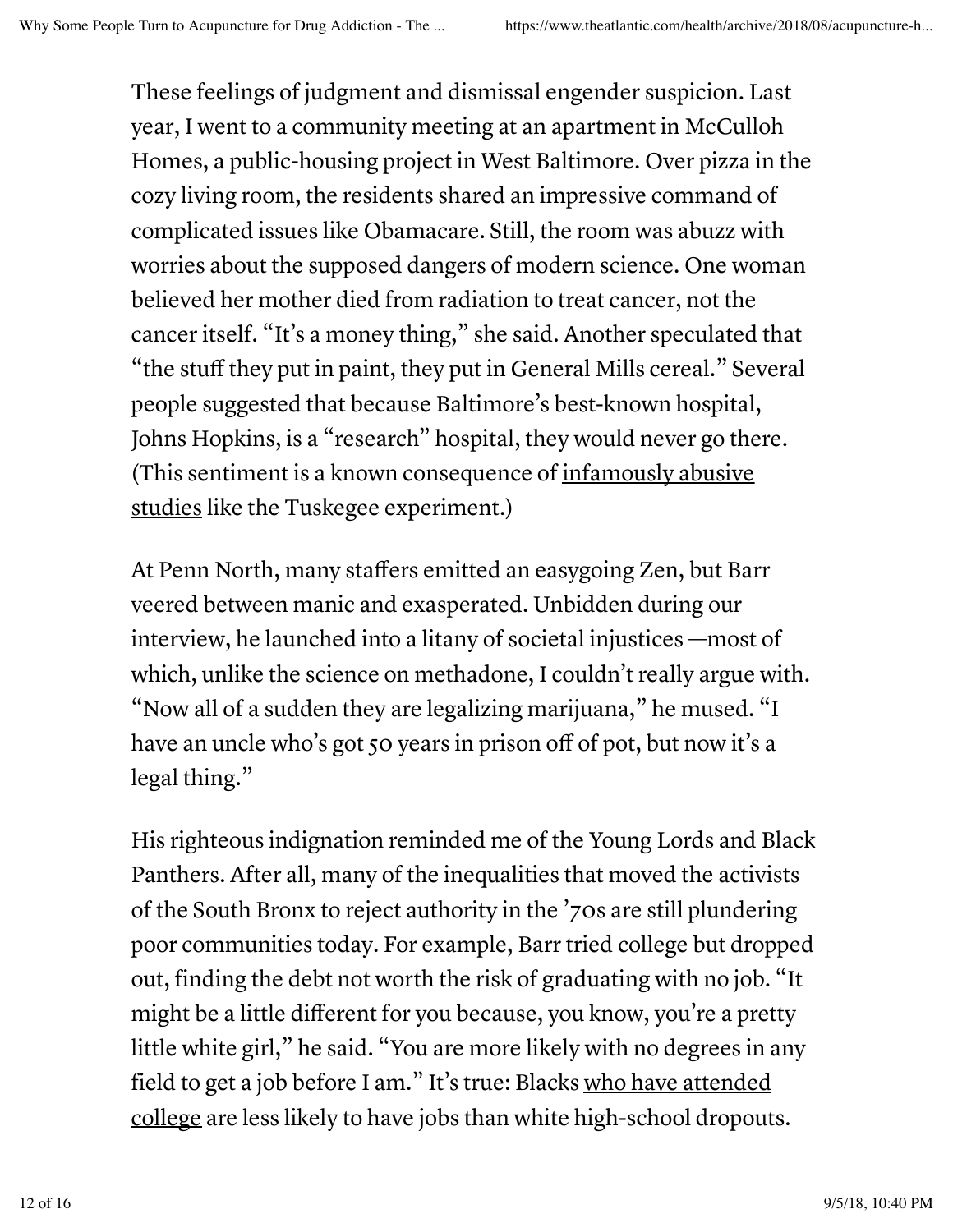These feelings of judgment and dismissal engender suspicion. Last year, I went to a community meeting at an apartment in McCulloh Homes, a public-housing project in West Baltimore. Over pizza in the cozy living room, the residents shared an impressive command of complicated issues like Obamacare. Still, the room was abuzz with worries about the supposed dangers of modern science. One woman believed her mother died from radiation to treat cancer, not the cancer itself. "It's a money thing," she said. Another speculated that "the stuff they put in paint, they put in General Mills cereal." Several people suggested that because Baltimore's best-known hospital, Johns Hopkins, is a "research" hospital, they would never go there. (This sentiment is a known consequence of infamously abusive studies like the Tuskegee experiment.)

At Penn North, many staffers emitted an easygoing Zen, but Barr veered between manic and exasperated. Unbidden during our interview, he launched into a litany of societal injustices —most of which, unlike the science on methadone, I couldn't really argue with. "Now all of a sudden they are legalizing marijuana," he mused. "I have an uncle who's got 50 years in prison off of pot, but now it's a legal thing."

His righteous indignation reminded me of the Young Lords and Black Panthers. After all, many of the inequalities that moved the activists of the South Bronx to reject authority in the '70s are still plundering poor communities today. For example, Barr tried college but dropped out, finding the debt not worth the risk of graduating with no job. "It might be a little different for you because, you know, you're a pretty little white girl," he said. "You are more likely with no degrees in any field to get a job before I am." It's true: Blacks who have attended college are less likely to have jobs than white high-school dropouts.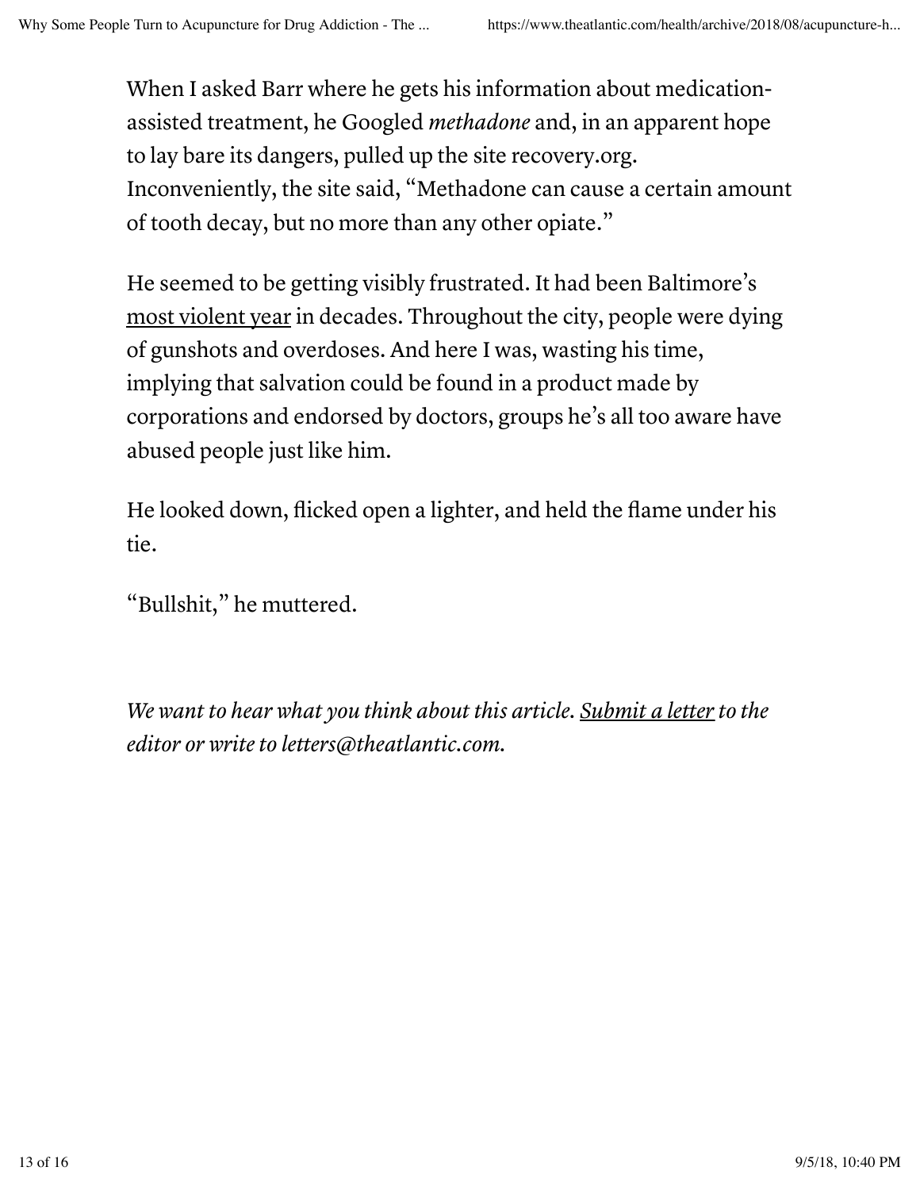When I asked Barr where he gets his information about medication-assisted treatment, he Googled *methadone* and, in an apparent hope to lay bare its dangers, pulled up the site recovery.org. Inconveniently, the site said, "Methadone can cause a certain amount of tooth decay, but no more than any other opiate."

He seemed to be getting visibly frustrated. It had been Baltimore's most violent year in decades. Throughout the city, people were dying of gunshots and overdoses. And here I was, wasting his time, implying that salvation could be found in a product made by corporations and endorsed by doctors, groups he's all too aware have abused people just like him.

He looked down, flicked open a lighter, and held the flame under his tie.

"Bullshit," he muttered.

*We want to hear what you think about this article. Submit a letter to the editor or write to letters@theatlantic.com.*